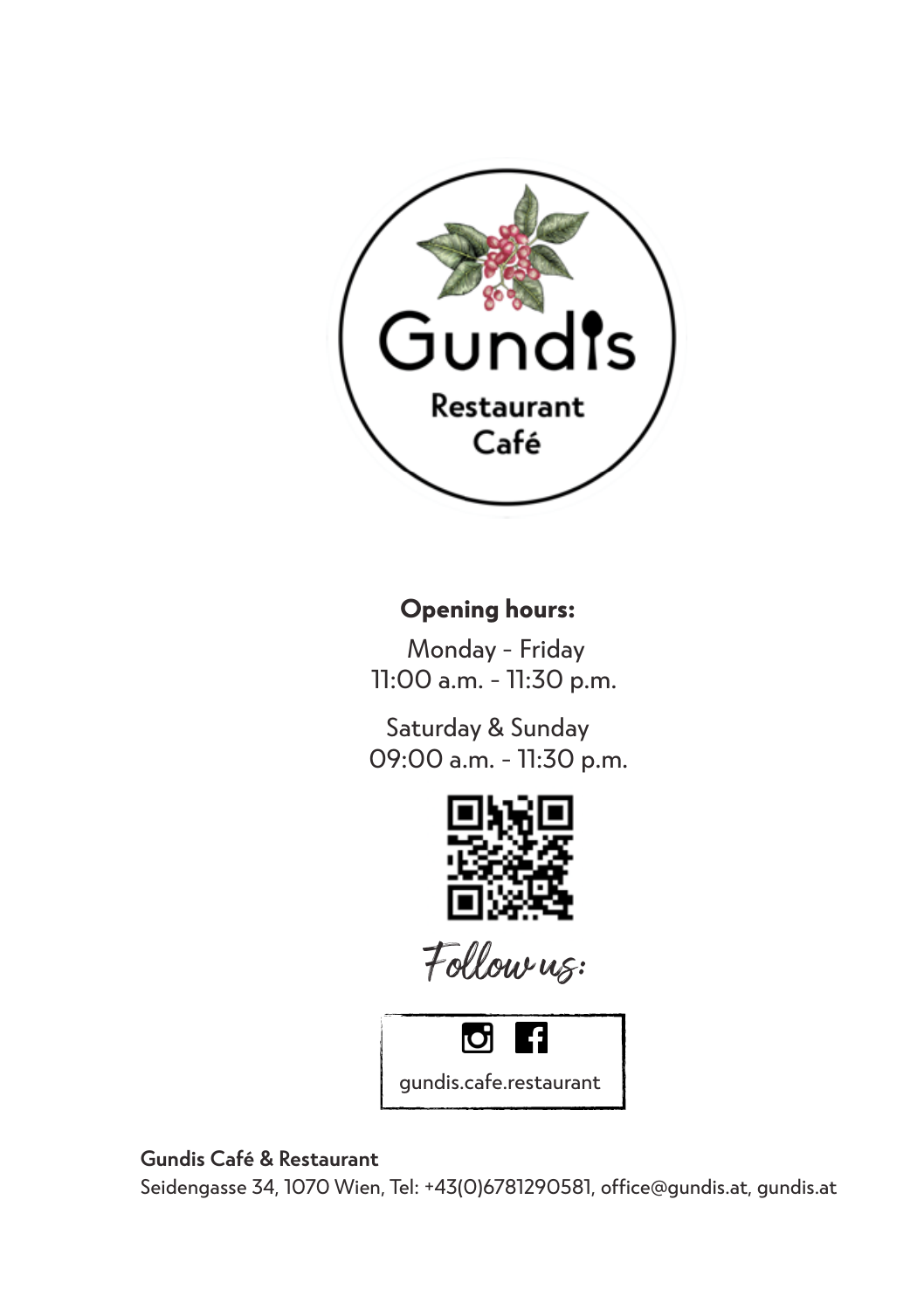# Gundis

Restaurant
Café

**Opening hours:**

Monday - Friday
11:00 a.m. - 11:30 p.m.

Saturday & Sunday
09:00 a.m. - 11:30 p.m.

*Follow us:*

gundis.cafe.restaurant

**Gundis Café & Restaurant**
Seidengasse 34, 1070 Wien, Tel: +43(0)6781290581, office@gundis.at, gundis.at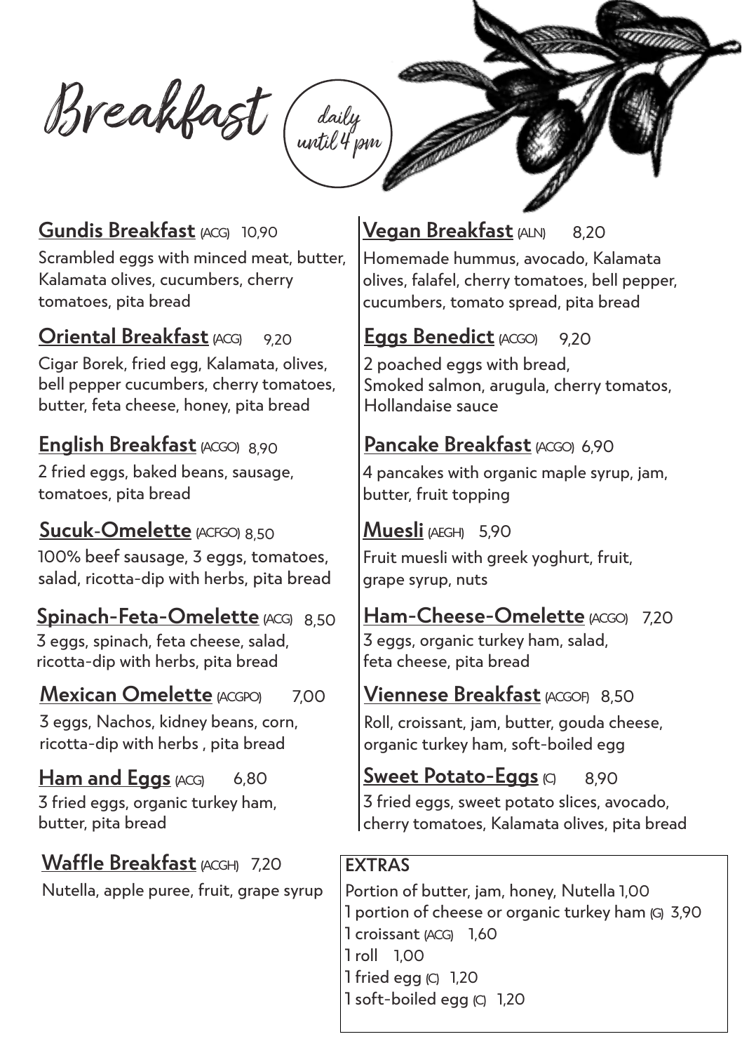# Breakfast

*daily until 4 pm*

## Gundis Breakfast (ACG) 10,90

Scrambled eggs with minced meat, butter, Kalamata olives, cucumbers, cherry tomatoes, pita bread

## Oriental Breakfast (ACG) 9,20

Cigar Borek, fried egg, Kalamata, olives, bell pepper cucumbers, cherry tomatoes, butter, feta cheese, honey, pita bread

## English Breakfast (ACGO) 8,90

2 fried eggs, baked beans, sausage, tomatoes, pita bread

## Sucuk-Omelette (ACFGO) 8,50

100% beef sausage, 3 eggs, tomatoes, salad, ricotta-dip with herbs, pita bread

## Spinach-Feta-Omelette (ACG) 8,50

3 eggs, spinach, feta cheese, salad, ricotta-dip with herbs, pita bread

## Mexican Omelette (ACGPO) 7,00

3 eggs, Nachos, kidney beans, corn, ricotta-dip with herbs , pita bread

## Ham and Eggs (ACG) 6,80

3 fried eggs, organic turkey ham, butter, pita bread

## Waffle Breakfast (ACGH) 7,20

Nutella, apple puree, fruit, grape syrup

## Vegan Breakfast (ALN) 8,20

Homemade hummus, avocado, Kalamata olives, falafel, cherry tomatoes, bell pepper, cucumbers, tomato spread, pita bread

## Eggs Benedict (ACGO) 9,20

2 poached eggs with bread,
Smoked salmon, arugula, cherry tomatos, Hollandaise sauce

## Pancake Breakfast (ACGO) 6,90

4 pancakes with organic maple syrup, jam, butter, fruit topping

## Muesli (AEGH) 5,90

Fruit muesli with greek yoghurt, fruit, grape syrup, nuts

## Ham-Cheese-Omelette (ACGO) 7,20

3 eggs, organic turkey ham, salad, feta cheese, pita bread

## Viennese Breakfast (ACGOF) 8,50

Roll, croissant, jam, butter, gouda cheese, organic turkey ham, soft-boiled egg

## Sweet Potato-Eggs (C) 8,90

3 fried eggs, sweet potato slices, avocado, cherry tomatoes, Kalamata olives, pita bread

## EXTRAS

- Portion of butter, jam, honey, Nutella 1,00
- 1 portion of cheese or organic turkey ham (G) 3,90
- 1 croissant (ACG) 1,60
- 1 roll 1,00
- 1 fried egg (C) 1,20
- 1 soft-boiled egg (C) 1,20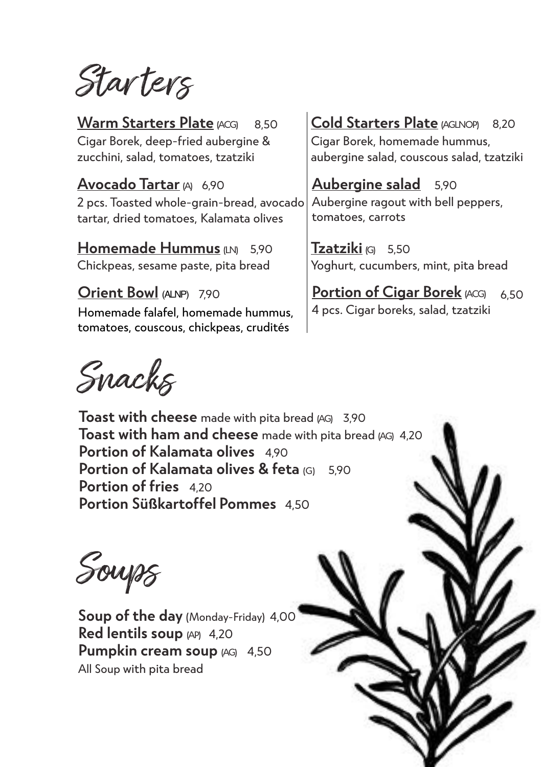# Starters

**Warm Starters Plate** (ACG) 8,50
Cigar Borek, deep-fried aubergine & zucchini, salad, tomatoes, tzatziki

**Avocado Tartar** (A) 6,90
2 pcs. Toasted whole-grain-bread, avocado tartar, dried tomatoes, Kalamata olives

**Homemade Hummus** (LN) 5,90
Chickpeas, sesame paste, pita bread

**Orient Bowl** (ALNP) 7,90
Homemade falafel, homemade hummus, tomatoes, couscous, chickpeas, crudités

**Cold Starters Plate** (AGLNOP) 8,20
Cigar Borek, homemade hummus, aubergine salad, couscous salad, tzatziki

**Aubergine salad** 5,90
Aubergine ragout with bell peppers, tomatoes, carrots

**Tzatziki** (G) 5,50
Yoghurt, cucumbers, mint, pita bread

**Portion of Cigar Borek** (ACG) 6,50
4 pcs. Cigar boreks, salad, tzatziki

# Snacks

**Toast with cheese** made with pita bread (AG) 3,90
**Toast with ham and cheese** made with pita bread (AG) 4,20
**Portion of Kalamata olives** 4,90
**Portion of Kalamata olives & feta** (G) 5,90
**Portion of fries** 4,20
**Portion Süßkartoffel Pommes** 4,50

# Soups

**Soup of the day** (Monday-Friday) 4,00
**Red lentils soup** (AP) 4,20
**Pumpkin cream soup** (AG) 4,50
All Soup with pita bread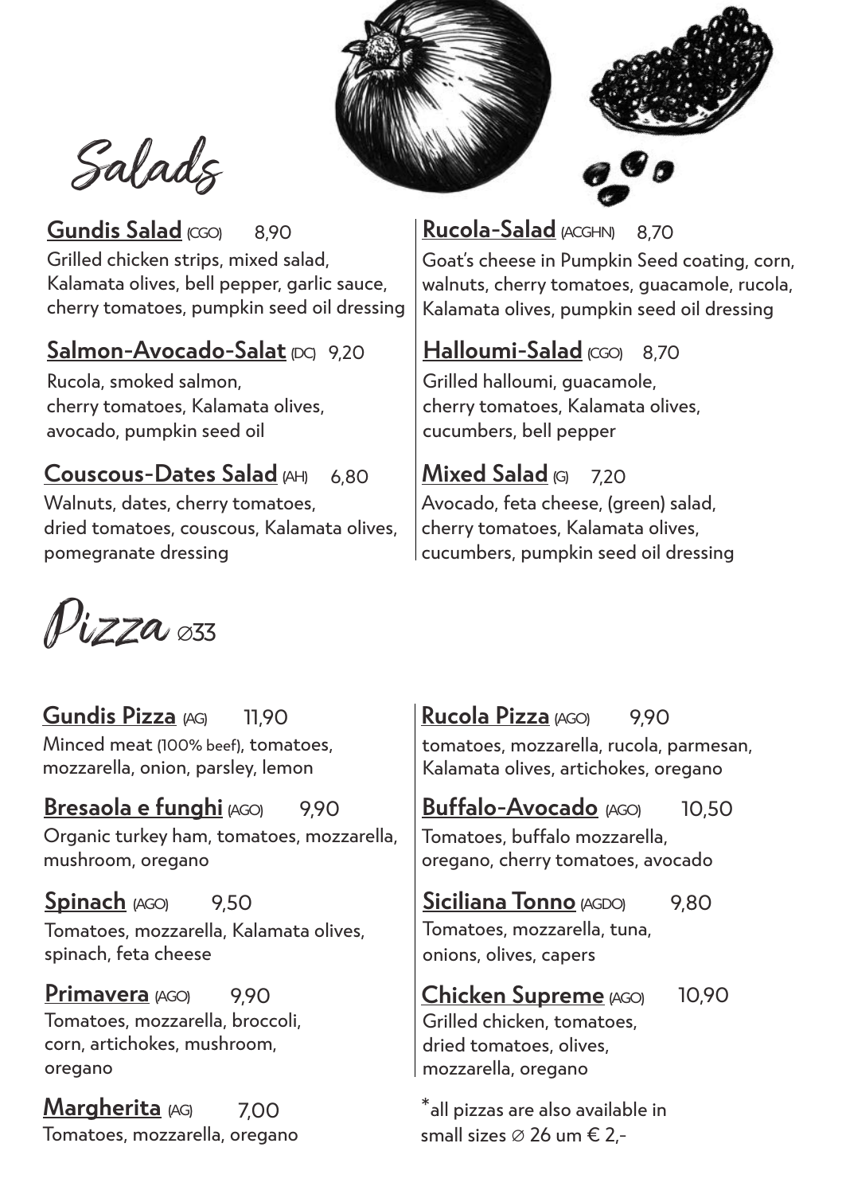# Salads

## Gundis Salad (CGO) 8,90

Grilled chicken strips, mixed salad, Kalamata olives, bell pepper, garlic sauce, cherry tomatoes, pumpkin seed oil dressing

## Salmon-Avocado-Salat (DC) 9,20

Rucola, smoked salmon, cherry tomatoes, Kalamata olives, avocado, pumpkin seed oil

## Couscous-Dates Salad (AH) 6,80

Walnuts, dates, cherry tomatoes, dried tomatoes, couscous, Kalamata olives, pomegranate dressing

## Rucola-Salad (ACGHN) 8,70

Goat's cheese in Pumpkin Seed coating, corn, walnuts, cherry tomatoes, guacamole, rucola, Kalamata olives, pumpkin seed oil dressing

## Halloumi-Salad (CGO) 8,70

Grilled halloumi, guacamole, cherry tomatoes, Kalamata olives, cucumbers, bell pepper

## Mixed Salad (G) 7,20

Avocado, feta cheese, (green) salad, cherry tomatoes, Kalamata olives, cucumbers, pumpkin seed oil dressing

# Pizza ∅33

## Gundis Pizza (AG) 11,90

Minced meat (100% beef), tomatoes, mozzarella, onion, parsley, lemon

## Bresaola e funghi (AGO) 9,90

Organic turkey ham, tomatoes, mozzarella, mushroom, oregano

## Spinach (AGO) 9,50

Tomatoes, mozzarella, Kalamata olives, spinach, feta cheese

## Primavera (AGO) 9,90

Tomatoes, mozzarella, broccoli, corn, artichokes, mushroom, oregano

## Margherita (AG) 7,00

Tomatoes, mozzarella, oregano

## Rucola Pizza (AGO) 9,90

tomatoes, mozzarella, rucola, parmesan, Kalamata olives, artichokes, oregano

## Buffalo-Avocado (AGO) 10,50

Tomatoes, buffalo mozzarella, oregano, cherry tomatoes, avocado

## Siciliana Tonno (AGDO) 9,80

Tomatoes, mozzarella, tuna, onions, olives, capers

## Chicken Supreme (AGO) 10,90

Grilled chicken, tomatoes, dried tomatoes, olives, mozzarella, oregano

*all pizzas are also available in small sizes ∅ 26 um € 2,-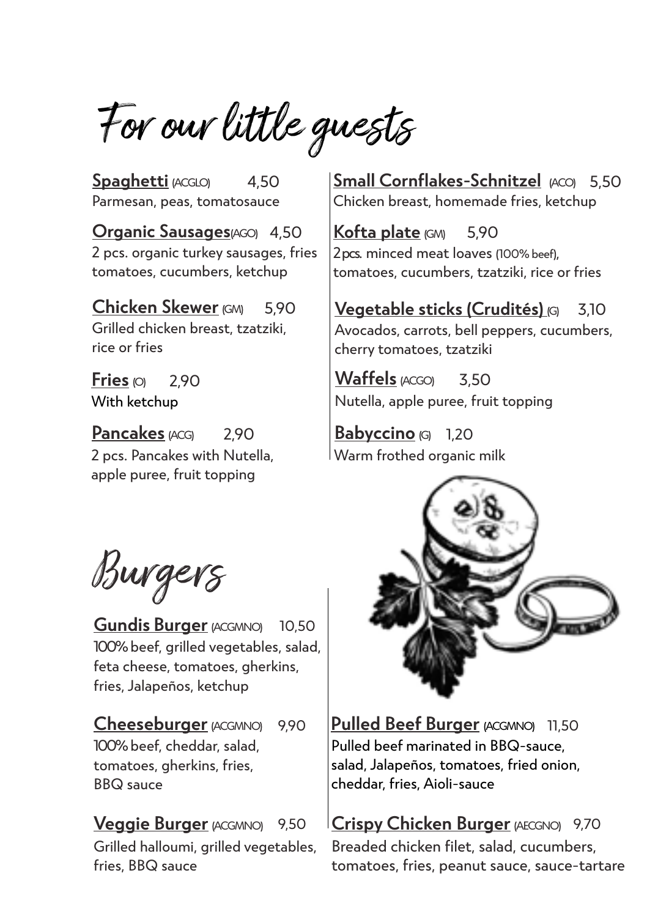# For our little guests

**Spaghetti** (ACGLO) 4,50
Parmesan, peas, tomatosauce

**Organic Sausages**(AGO) 4,50
2 pcs. organic turkey sausages, fries tomatoes, cucumbers, ketchup

**Chicken Skewer** (GM) 5,90
Grilled chicken breast, tzatziki, rice or fries

**Fries** (O) 2,90
With ketchup

**Pancakes** (ACG) 2,90
2 pcs. Pancakes with Nutella, apple puree, fruit topping

**Small Cornflakes-Schnitzel** (ACO) 5,50
Chicken breast, homemade fries, ketchup

**Kofta plate** (GM) 5,90
2pcs. minced meat loaves (100% beef), tomatoes, cucumbers, tzatziki, rice or fries

**Vegetable sticks (Crudités)** (G) 3,10
Avocados, carrots, bell peppers, cucumbers, cherry tomatoes, tzatziki

**Waffels** (ACGO) 3,50
Nutella, apple puree, fruit topping

**Babyccino** (G) 1,20
Warm frothed organic milk

# Burgers

**Gundis Burger** (ACGMNO) 10,50
100% beef, grilled vegetables, salad, feta cheese, tomatoes, gherkins, fries, Jalapeños, ketchup

**Cheeseburger** (ACGMNO) 9,90
100% beef, cheddar, salad, tomatoes, gherkins, fries, BBQ sauce

**Veggie Burger** (ACGMNO) 9,50
Grilled halloumi, grilled vegetables, fries, BBQ sauce

**Pulled Beef Burger** (ACGMNO) 11,50
Pulled beef marinated in BBQ-sauce, salad, Jalapeños, tomatoes, fried onion, cheddar, fries, Aioli-sauce

**Crispy Chicken Burger** (AECGNO) 9,70
Breaded chicken filet, salad, cucumbers, tomatoes, fries, peanut sauce, sauce-tartare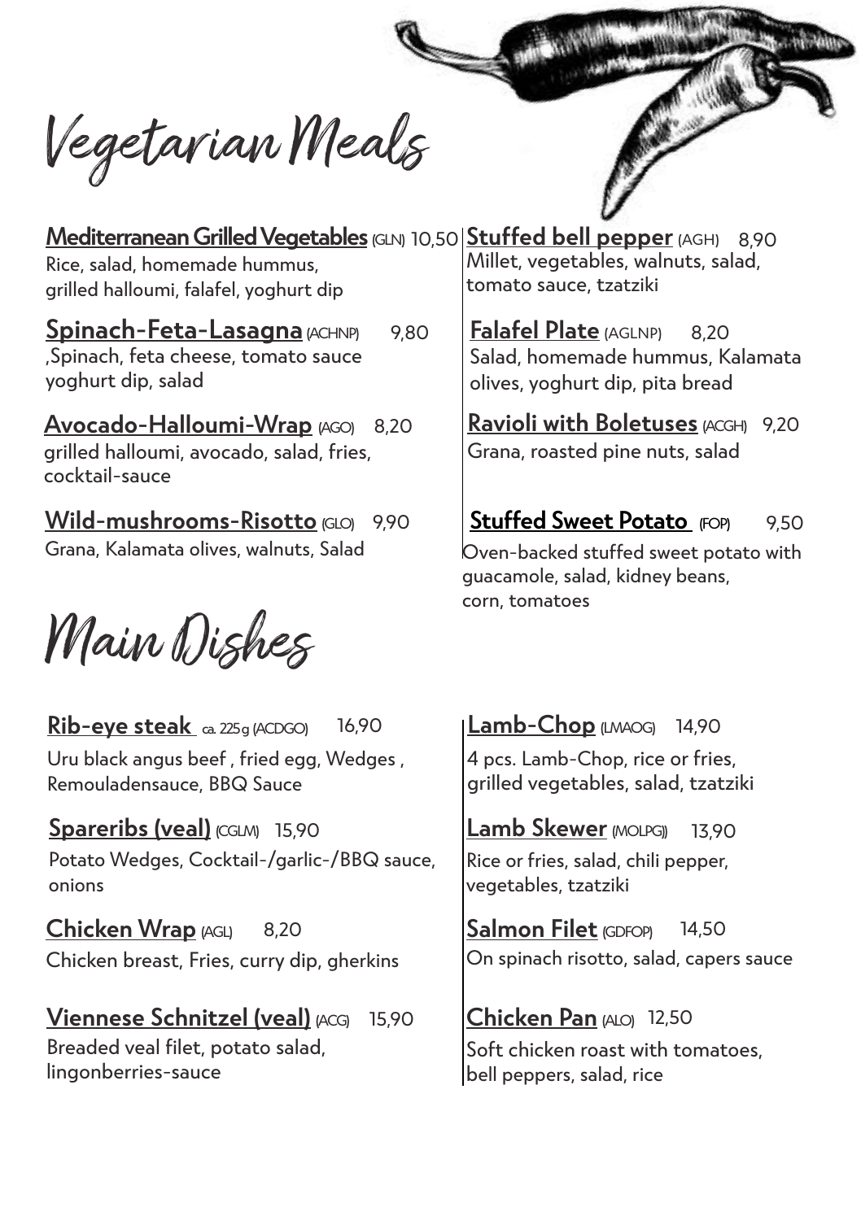# Vegetarian Meals

**Mediterranean Grilled Vegetables** (GLN) 10,50
Rice, salad, homemade hummus, grilled halloumi, falafel, yoghurt dip

**Spinach-Feta-Lasagna** (ACHNP) 9,80
,Spinach, feta cheese, tomato sauce yoghurt dip, salad

**Avocado-Halloumi-Wrap** (AGO) 8,20
grilled halloumi, avocado, salad, fries, cocktail-sauce

**Wild-mushrooms-Risotto** (GLO) 9,90
Grana, Kalamata olives, walnuts, Salad

**Stuffed bell pepper** (AGH) 8,90
Millet, vegetables, walnuts, salad, tomato sauce, tzatziki

**Falafel Plate** (AGLNP) 8,20
Salad, homemade hummus, Kalamata olives, yoghurt dip, pita bread

**Ravioli with Boletuses** (ACGH) 9,20
Grana, roasted pine nuts, salad

**Stuffed Sweet Potato** (FOP) 9,50
Oven-backed stuffed sweet potato with guacamole, salad, kidney beans, corn, tomatoes

# Main Dishes

**Rib-eye steak** ca. 225 g (ACDGO) 16,90
Uru black angus beef , fried egg, Wedges , Remouladensauce, BBQ Sauce

**Spareribs (veal)** (CGLM) 15,90
Potato Wedges, Cocktail-/garlic-/BBQ sauce, onions

**Chicken Wrap** (AGL) 8,20
Chicken breast, Fries, curry dip, gherkins

**Viennese Schnitzel (veal)** (ACG) 15,90
Breaded veal filet, potato salad, lingonberries-sauce

**Lamb-Chop** (LMAOG) 14,90
4 pcs. Lamb-Chop, rice or fries, grilled vegetables, salad, tzatziki

**Lamb Skewer** (MOLPG)) 13,90
Rice or fries, salad, chili pepper, vegetables, tzatziki

**Salmon Filet** (GDFOP) 14,50
On spinach risotto, salad, capers sauce

**Chicken Pan** (ALO) 12,50
Soft chicken roast with tomatoes, bell peppers, salad, rice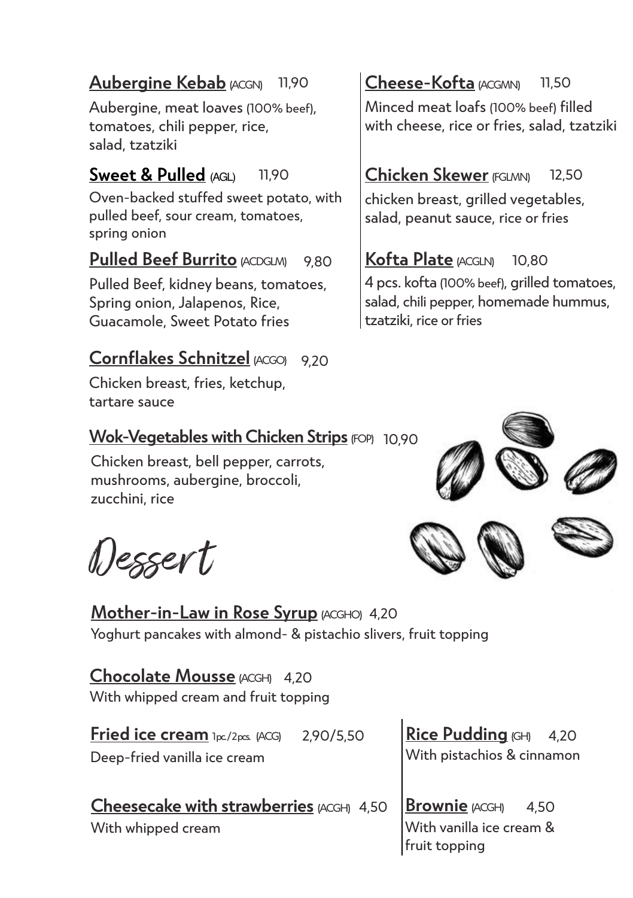**Aubergine Kebab** (ACGN) 11,90

Aubergine, meat loaves (100% beef), tomatoes, chili pepper, rice, salad, tzatziki

**Sweet & Pulled** (AGL) 11,90

Oven-backed stuffed sweet potato, with pulled beef, sour cream, tomatoes, spring onion

**Pulled Beef Burrito** (ACDGLM) 9,80

Pulled Beef, kidney beans, tomatoes, Spring onion, Jalapenos, Rice, Guacamole, Sweet Potato fries

**Cornflakes Schnitzel** (ACGO) 9,20

Chicken breast, fries, ketchup, tartare sauce

**Wok-Vegetables with Chicken Strips** (FOP) 10,90

Chicken breast, bell pepper, carrots, mushrooms, aubergine, broccoli, zucchini, rice

**Cheese-Kofta** (ACGMN) 11,50

Minced meat loafs (100% beef) filled with cheese, rice or fries, salad, tzatziki

**Chicken Skewer** (FGLMN) 12,50

chicken breast, grilled vegetables, salad, peanut sauce, rice or fries

**Kofta Plate** (ACGLN) 10,80

4 pcs. kofta (100% beef), grilled tomatoes, salad, chili pepper, homemade hummus, tzatziki, rice or fries

# Dessert

**Mother-in-Law in Rose Syrup** (ACGHO) 4,20

Yoghurt pancakes with almond- & pistachio slivers, fruit topping

**Chocolate Mousse** (ACGH) 4,20

With whipped cream and fruit topping

**Fried ice cream** 1pc./2pcs. (ACG) 2,90/5,50

Deep-fried vanilla ice cream

**Cheesecake with strawberries** (ACGH) 4,50

With whipped cream

**Rice Pudding** (GH) 4,20

With pistachios & cinnamon

**Brownie** (ACGH) 4,50

With vanilla ice cream & fruit topping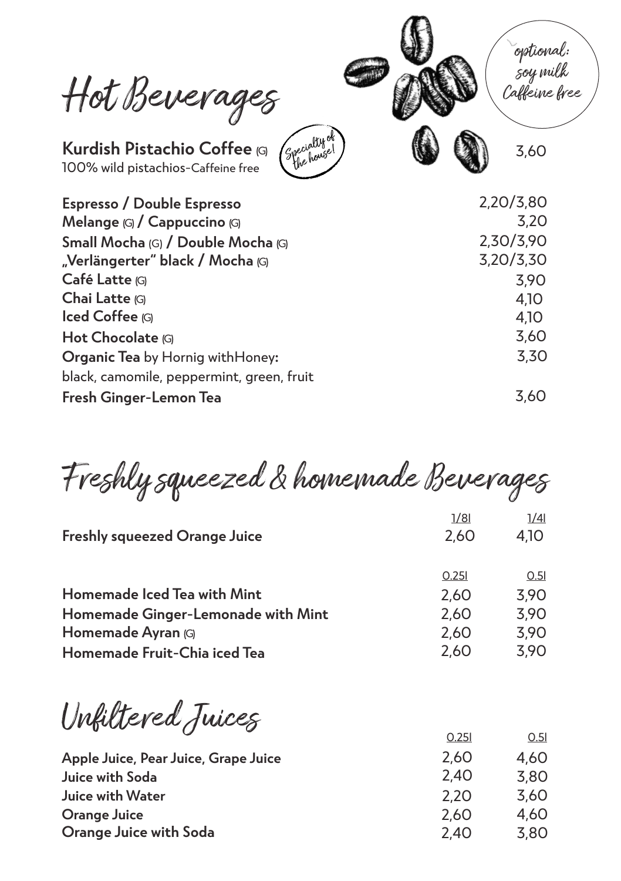# Hot Beverages

optional: soy milk Caffeine free

**Kurdish Pistachio Coffee** (G) — Specialty of the house! — 3,60
100% wild pistachios-Caffeine free

| | |
|---|---|
| **Espresso / Double Espresso** | 2,20/3,80 |
| **Melange** (G) **/ Cappuccino** (G) | 3,20 |
| **Small Mocha** (G) **/ Double Mocha** (G) | 2,30/3,90 |
| **„Verlängerter" black / Mocha** (G) | 3,20/3,30 |
| **Café Latte** (G) | 3,90 |
| **Chai Latte** (G) | 4,10 |
| **Iced Coffee** (G) | 4,10 |
| **Hot Chocolate** (G) | 3,60 |
| **Organic Tea** by Hornig withHoney**:** black, camomile, peppermint, green, fruit | 3,30 |
| **Fresh Ginger-Lemon Tea** | 3,60 |

# Freshly squeezed & homemade Beverages

| | 1/8l | 1/4l |
|---|---|---|
| **Freshly squeezed Orange Juice** | 2,60 | 4,10 |

| | 0.25l | 0.5l |
|---|---|---|
| **Homemade Iced Tea with Mint** | 2,60 | 3,90 |
| **Homemade Ginger-Lemonade with Mint** | 2,60 | 3,90 |
| **Homemade Ayran** (G) | 2,60 | 3,90 |
| **Homemade Fruit-Chia iced Tea** | 2,60 | 3,90 |

# Unfiltered Juices

| | 0.25l | 0.5l |
|---|---|---|
| **Apple Juice, Pear Juice, Grape Juice** | 2,60 | 4,60 |
| **Juice with Soda** | 2,40 | 3,80 |
| **Juice with Water** | 2,20 | 3,60 |
| **Orange Juice** | 2,60 | 4,60 |
| **Orange Juice with Soda** | 2,40 | 3,80 |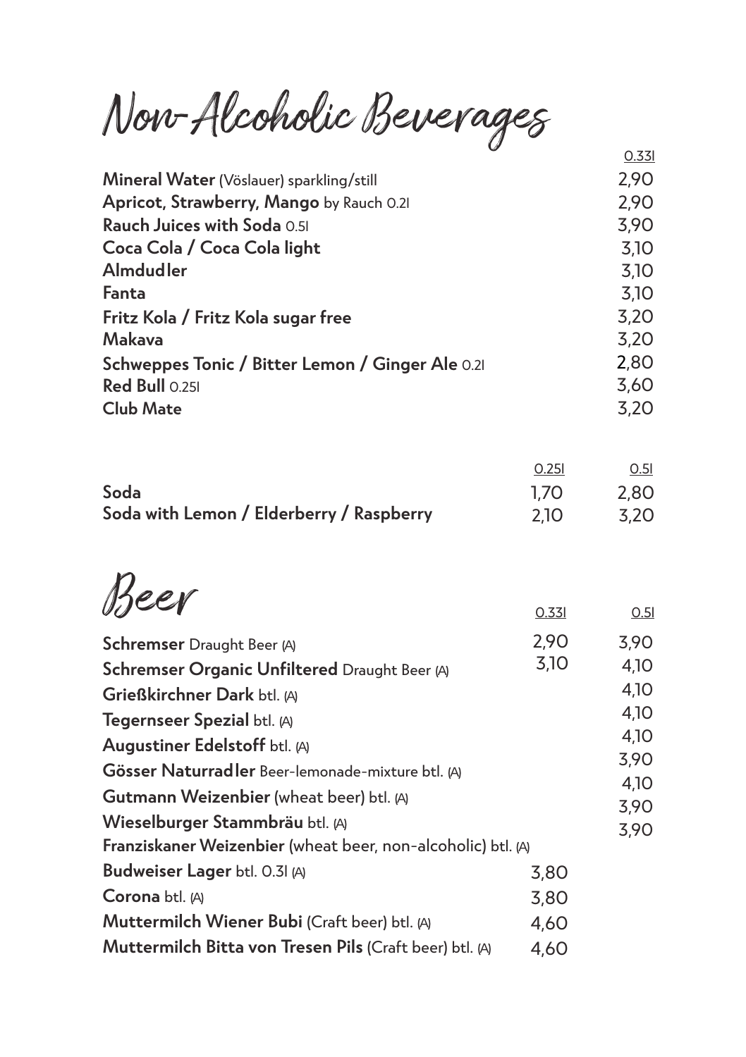# Non-Alcoholic Beverages

| | 0.33l |
|---|---|
| **Mineral Water** (Vöslauer) sparkling/still | 2,90 |
| **Apricot, Strawberry, Mango** by Rauch 0.2l | 2,90 |
| **Rauch Juices with Soda** 0.5l | 3,90 |
| **Coca Cola / Coca Cola light** | 3,10 |
| **Almdudler** | 3,10 |
| **Fanta** | 3,10 |
| **Fritz Kola / Fritz Kola sugar free** | 3,20 |
| **Makava** | 3,20 |
| **Schweppes Tonic / Bitter Lemon / Ginger Ale** 0.2l | 2,80 |
| **Red Bull** 0.25l | 3,60 |
| **Club Mate** | 3,20 |

| | 0.25l | 0.5l |
|---|---|---|
| **Soda** | 1,70 | 2,80 |
| **Soda with Lemon / Elderberry / Raspberry** | 2,10 | 3,20 |

# Beer

| | 0.33l | 0.5l |
|---|---|---|
| **Schremser** Draught Beer (A) | 2,90 | 3,90 |
| **Schremser Organic Unfiltered** Draught Beer (A) | 3,10 | 4,10 |
| **Grießkirchner Dark** btl. (A) | | 4,10 |
| **Tegernseer Spezial** btl. (A) | | 4,10 |
| **Augustiner Edelstoff** btl. (A) | | 4,10 |
| **Gösser Naturradler** Beer-lemonade-mixture btl. (A) | | 3,90 |
| **Gutmann Weizenbier** (wheat beer) btl. (A) | | 4,10 |
| **Wieselburger Stammbräu** btl. (A) | | 3,90 |
| **Franziskaner Weizenbier** (wheat beer, non-alcoholic) btl. (A) | | 3,90 |
| **Budweiser Lager** btl. 0.3l (A) | 3,80 | |
| **Corona** btl. (A) | 3,80 | |
| **Muttermilch Wiener Bubi** (Craft beer) btl. (A) | 4,60 | |
| **Muttermilch Bitta von Tresen Pils** (Craft beer) btl. (A) | 4,60 | |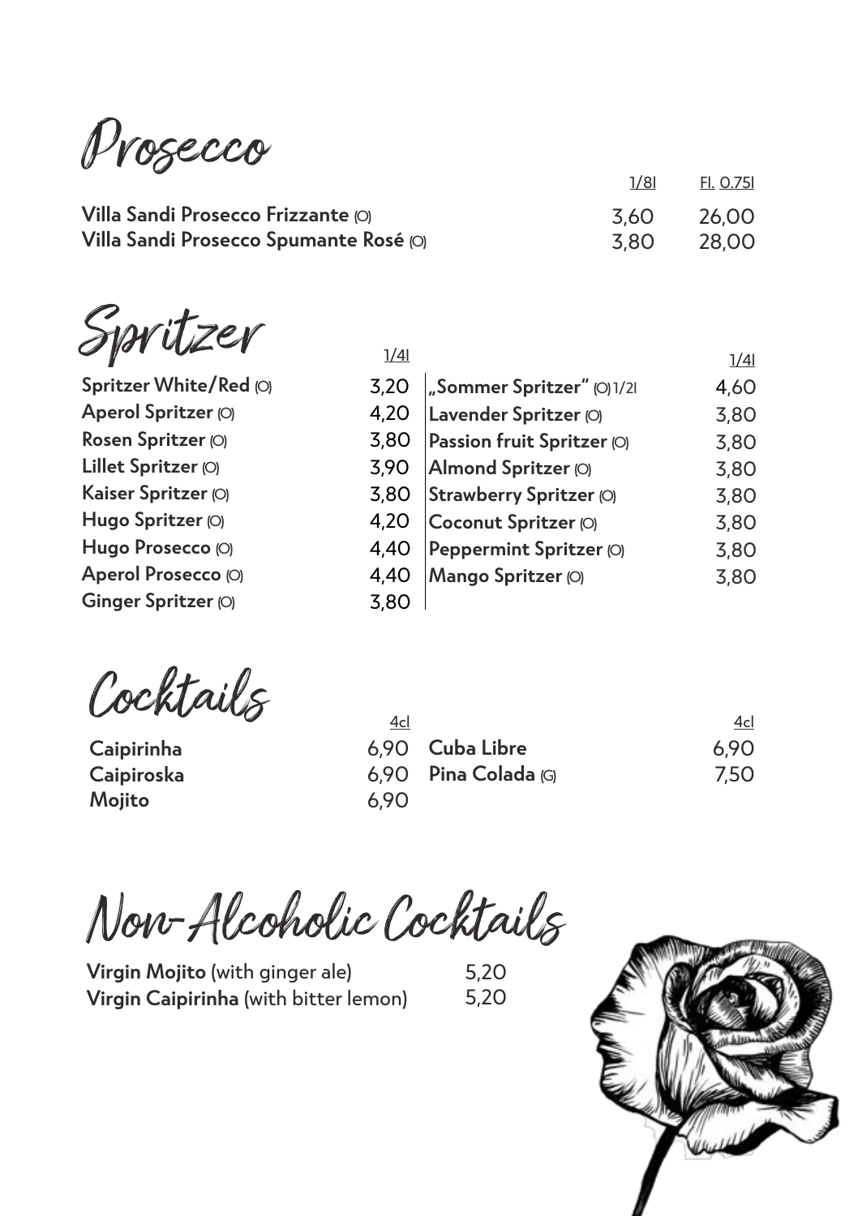# Prosecco

| | 1/8l | Fl. 0.75l |
|---|---|---|
| **Villa Sandi Prosecco Frizzante** (O) | 3,60 | 26,00 |
| **Villa Sandi Prosecco Spumante Rosé** (O) | 3,80 | 28,00 |

# Spritzer

| | 1/4l |
|---|---|
| **Spritzer White/Red** (O) | 3,20 |
| **Aperol Spritzer** (O) | 4,20 |
| **Rosen Spritzer** (O) | 3,80 |
| **Lillet Spritzer** (O) | 3,90 |
| **Kaiser Spritzer** (O) | 3,80 |
| **Hugo Spritzer** (O) | 4,20 |
| **Hugo Prosecco** (O) | 4,40 |
| **Aperol Prosecco** (O) | 4,40 |
| **Ginger Spritzer** (O) | 3,80 |

| | 1/4l |
|---|---|
| **„Sommer Spritzer"** (O) 1/2l | 4,60 |
| **Lavender Spritzer** (O) | 3,80 |
| **Passion fruit Spritzer** (O) | 3,80 |
| **Almond Spritzer** (O) | 3,80 |
| **Strawberry Spritzer** (O) | 3,80 |
| **Coconut Spritzer** (O) | 3,80 |
| **Peppermint Spritzer** (O) | 3,80 |
| **Mango Spritzer** (O) | 3,80 |

# Cocktails

| | 4cl |
|---|---|
| **Caipirinha** | 6,90 |
| **Caipiroska** | 6,90 |
| **Mojito** | 6,90 |
| **Cuba Libre** | 6,90 |
| **Pina Colada** (G) | 7,50 |

# Non-Alcoholic Cocktails

| | |
|---|---|
| **Virgin Mojito** (with ginger ale) | 5,20 |
| **Virgin Caipirinha** (with bitter lemon) | 5,20 |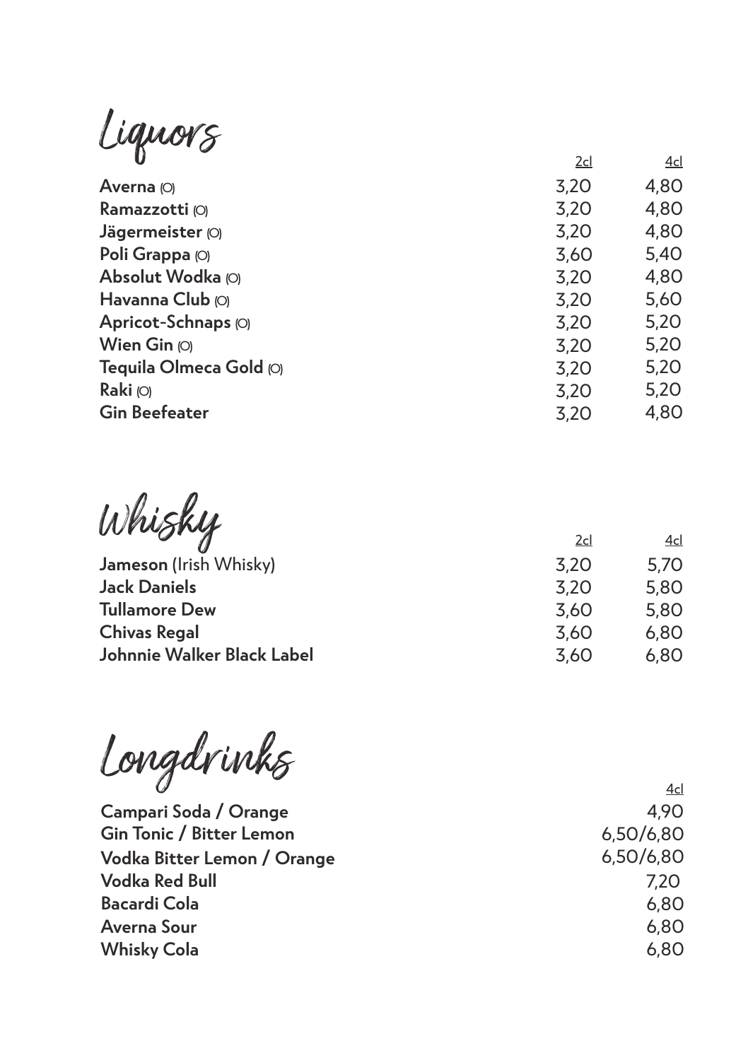# Liquors

| | 2cl | 4cl |
|---|---|---|
| **Averna** (O) | 3,20 | 4,80 |
| **Ramazzotti** (O) | 3,20 | 4,80 |
| **Jägermeister** (O) | 3,20 | 4,80 |
| **Poli Grappa** (O) | 3,60 | 5,40 |
| **Absolut Wodka** (O) | 3,20 | 4,80 |
| **Havanna Club** (O) | 3,20 | 5,60 |
| **Apricot-Schnaps** (O) | 3,20 | 5,20 |
| **Wien Gin** (O) | 3,20 | 5,20 |
| **Tequila Olmeca Gold** (O) | 3,20 | 5,20 |
| **Raki** (O) | 3,20 | 5,20 |
| **Gin Beefeater** | 3,20 | 4,80 |

# Whisky

| | 2cl | 4cl |
|---|---|---|
| **Jameson** (Irish Whisky) | 3,20 | 5,70 |
| **Jack Daniels** | 3,20 | 5,80 |
| **Tullamore Dew** | 3,60 | 5,80 |
| **Chivas Regal** | 3,60 | 6,80 |
| **Johnnie Walker Black Label** | 3,60 | 6,80 |

# Longdrinks

| | 4cl |
|---|---|
| **Campari Soda / Orange** | 4,90 |
| **Gin Tonic / Bitter Lemon** | 6,50/6,80 |
| **Vodka Bitter Lemon / Orange** | 6,50/6,80 |
| **Vodka Red Bull** | 7,20 |
| **Bacardi Cola** | 6,80 |
| **Averna Sour** | 6,80 |
| **Whisky Cola** | 6,80 |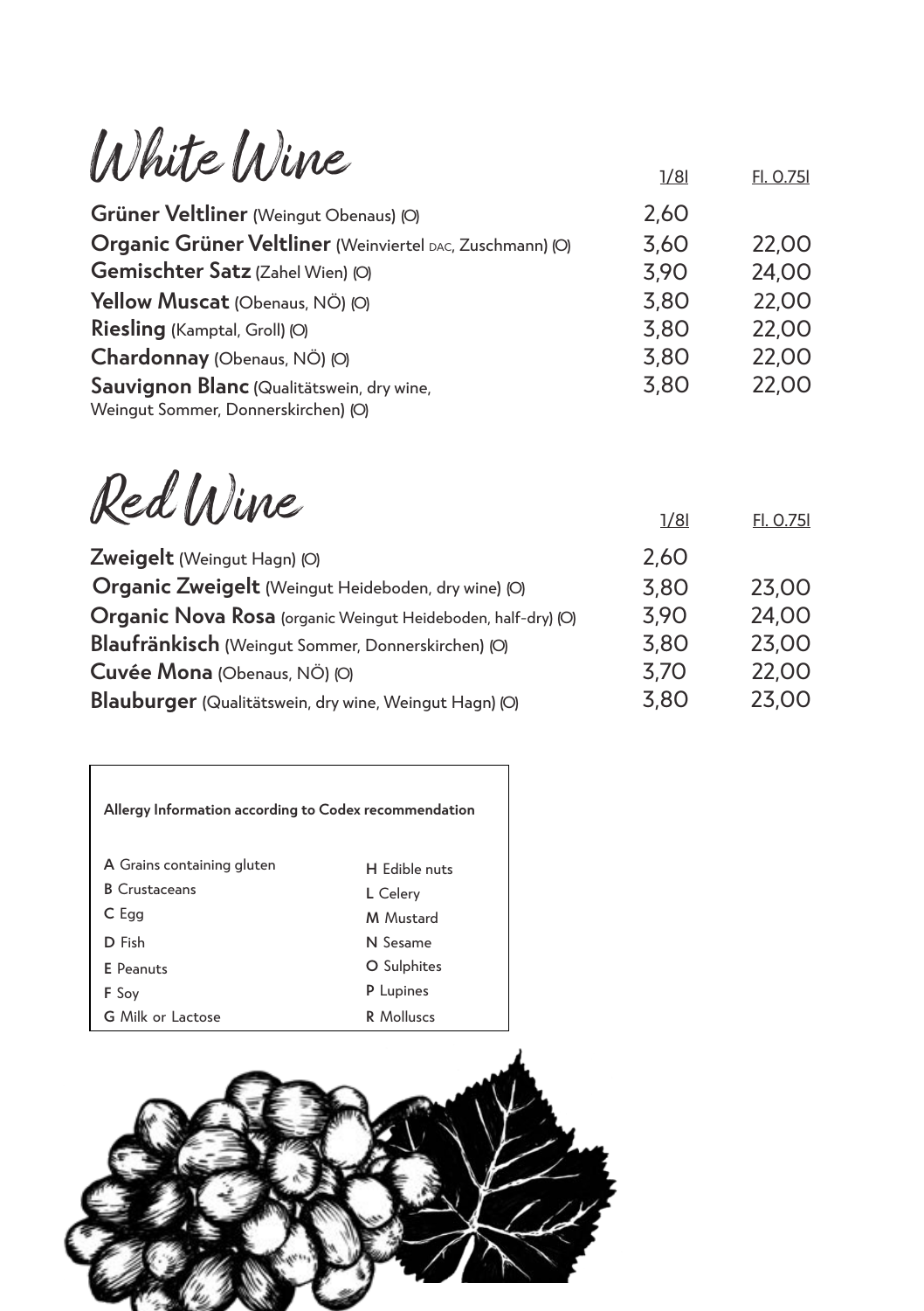# White Wine

| | 1/8l | Fl. 0.75l |
|---|---|---|
| **Grüner Veltliner** (Weingut Obenaus) (O) | 2,60 | |
| **Organic Grüner Veltliner** (Weinviertel DAC, Zuschmann) (O) | 3,60 | 22,00 |
| **Gemischter Satz** (Zahel Wien) (O) | 3,90 | 24,00 |
| **Yellow Muscat** (Obenaus, NÖ) (O) | 3,80 | 22,00 |
| **Riesling** (Kamptal, Groll) (O) | 3,80 | 22,00 |
| **Chardonnay** (Obenaus, NÖ) (O) | 3,80 | 22,00 |
| **Sauvignon Blanc** (Qualitätswein, dry wine, Weingut Sommer, Donnerskirchen) (O) | 3,80 | 22,00 |

# Red Wine

| | 1/8l | Fl. 0.75l |
|---|---|---|
| **Zweigelt** (Weingut Hagn) (O) | 2,60 | |
| **Organic Zweigelt** (Weingut Heideboden, dry wine) (O) | 3,80 | 23,00 |
| **Organic Nova Rosa** (organic Weingut Heideboden, half-dry) (O) | 3,90 | 24,00 |
| **Blaufränkisch** (Weingut Sommer, Donnerskirchen) (O) | 3,80 | 23,00 |
| **Cuvée Mona** (Obenaus, NÖ) (O) | 3,70 | 22,00 |
| **Blauburger** (Qualitätswein, dry wine, Weingut Hagn) (O) | 3,80 | 23,00 |

**Allergy Information according to Codex recommendation**

| | |
|---|---|
| **A** Grains containing gluten | **H** Edible nuts |
| **B** Crustaceans | **L** Celery |
| **C** Egg | **M** Mustard |
| **D** Fish | **N** Sesame |
| **E** Peanuts | **O** Sulphites |
| **F** Soy | **P** Lupines |
| **G** Milk or Lactose | **R** Molluscs |